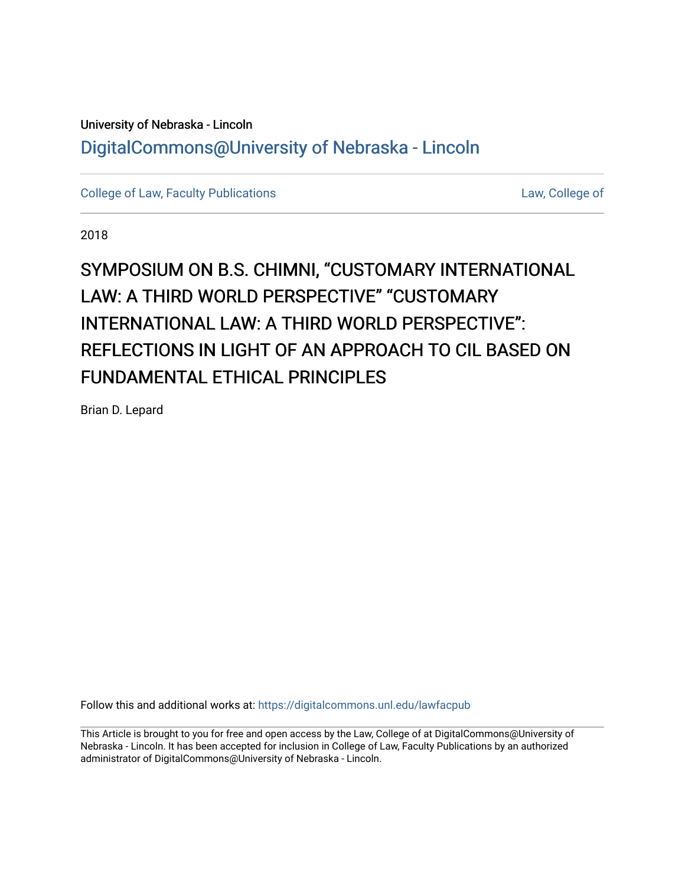University of Nebraska - Lincoln

DigitalCommons@University of Nebraska - Lincoln

College of Law, Faculty Publications

Law, College of

2018

# SYMPOSIUM ON B.S. CHIMNI, "CUSTOMARY INTERNATIONAL LAW: A THIRD WORLD PERSPECTIVE" "CUSTOMARY INTERNATIONAL LAW: A THIRD WORLD PERSPECTIVE": REFLECTIONS IN LIGHT OF AN APPROACH TO CIL BASED ON FUNDAMENTAL ETHICAL PRINCIPLES

Brian D. Lepard

Follow this and additional works at: https://digitalcommons.unl.edu/lawfacpub

This Article is brought to you for free and open access by the Law, College of at DigitalCommons@University of Nebraska - Lincoln. It has been accepted for inclusion in College of Law, Faculty Publications by an authorized administrator of DigitalCommons@University of Nebraska - Lincoln.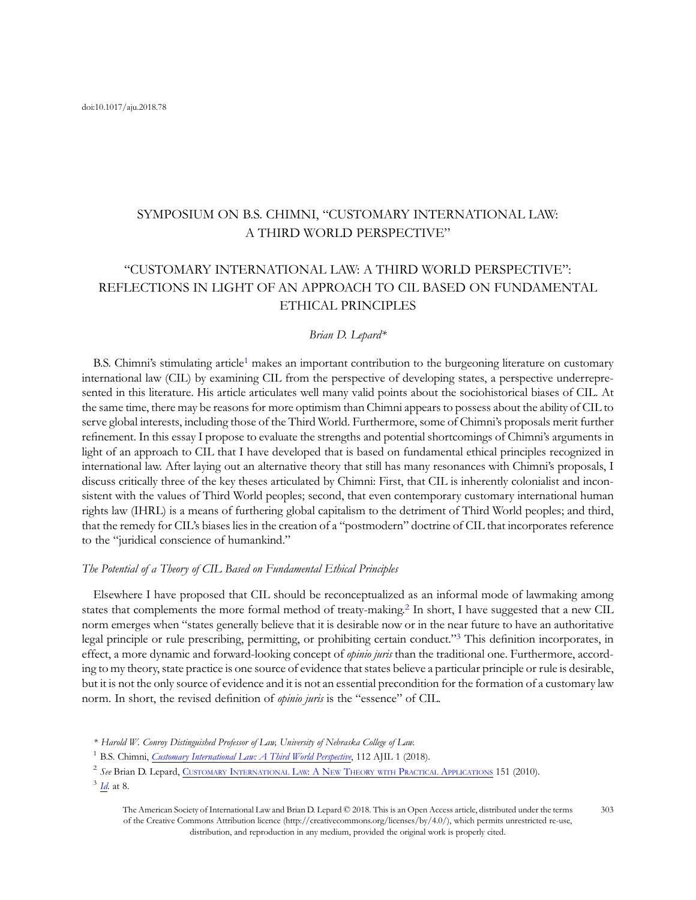doi:10.1017/aju.2018.78

SYMPOSIUM ON B.S. CHIMNI, "CUSTOMARY INTERNATIONAL LAW: A THIRD WORLD PERSPECTIVE"

# "CUSTOMARY INTERNATIONAL LAW: A THIRD WORLD PERSPECTIVE": REFLECTIONS IN LIGHT OF AN APPROACH TO CIL BASED ON FUNDAMENTAL ETHICAL PRINCIPLES

*Brian D. Lepard**

B.S. Chimni's stimulating article[1] makes an important contribution to the burgeoning literature on customary international law (CIL) by examining CIL from the perspective of developing states, a perspective underrepresented in this literature. His article articulates well many valid points about the sociohistorical biases of CIL. At the same time, there may be reasons for more optimism than Chimni appears to possess about the ability of CIL to serve global interests, including those of the Third World. Furthermore, some of Chimni's proposals merit further refinement. In this essay I propose to evaluate the strengths and potential shortcomings of Chimni's arguments in light of an approach to CIL that I have developed that is based on fundamental ethical principles recognized in international law. After laying out an alternative theory that still has many resonances with Chimni's proposals, I discuss critically three of the key theses articulated by Chimni: First, that CIL is inherently colonialist and inconsistent with the values of Third World peoples; second, that even contemporary customary international human rights law (IHRL) is a means of furthering global capitalism to the detriment of Third World peoples; and third, that the remedy for CIL's biases lies in the creation of a "postmodern" doctrine of CIL that incorporates reference to the "juridical conscience of humankind."

## *The Potential of a Theory of CIL Based on Fundamental Ethical Principles*

Elsewhere I have proposed that CIL should be reconceptualized as an informal mode of lawmaking among states that complements the more formal method of treaty-making.[2] In short, I have suggested that a new CIL norm emerges when "states generally believe that it is desirable now or in the near future to have an authoritative legal principle or rule prescribing, permitting, or prohibiting certain conduct."[3] This definition incorporates, in effect, a more dynamic and forward-looking concept of *opinio juris* than the traditional one. Furthermore, according to my theory, state practice is one source of evidence that states believe a particular principle or rule is desirable, but it is not the only source of evidence and it is not an essential precondition for the formation of a customary law norm. In short, the revised definition of *opinio juris* is the "essence" of CIL.

\* *Harold W. Conroy Distinguished Professor of Law, University of Nebraska College of Law.*

[1] B.S. Chimni, *Customary International Law: A Third World Perspective*, 112 AJIL 1 (2018).

[2] *See* Brian D. Lepard, Customary International Law: A New Theory with Practical Applications 151 (2010).

[3] *Id.* at 8.

The American Society of International Law and Brian D. Lepard © 2018. This is an Open Access article, distributed under the terms of the Creative Commons Attribution licence (http://creativecommons.org/licenses/by/4.0/), which permits unrestricted re-use, distribution, and reproduction in any medium, provided the original work is properly cited.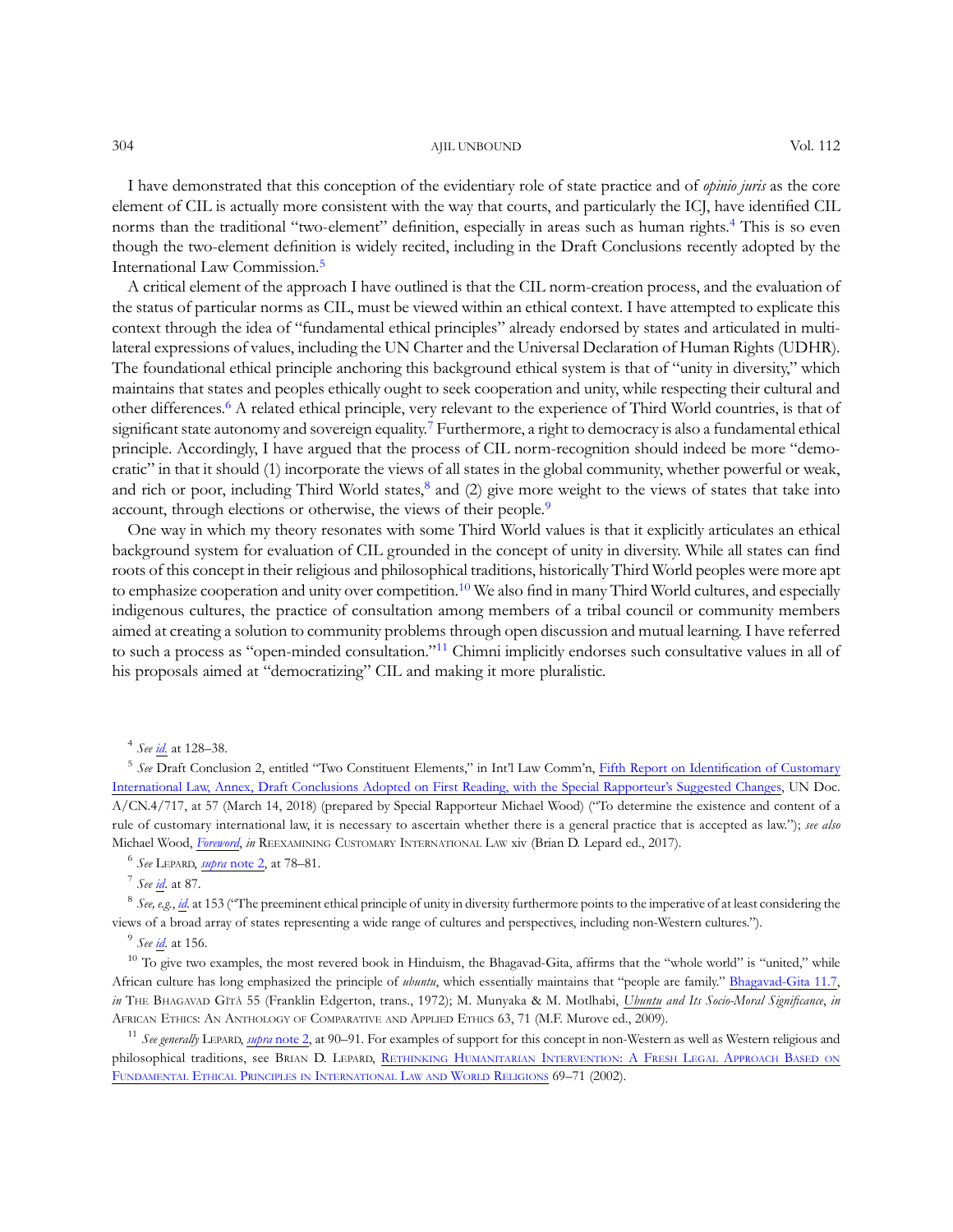I have demonstrated that this conception of the evidentiary role of state practice and of *opinio juris* as the core element of CIL is actually more consistent with the way that courts, and particularly the ICJ, have identified CIL norms than the traditional "two-element" definition, especially in areas such as human rights.[4] This is so even though the two-element definition is widely recited, including in the Draft Conclusions recently adopted by the International Law Commission.[5]

A critical element of the approach I have outlined is that the CIL norm-creation process, and the evaluation of the status of particular norms as CIL, must be viewed within an ethical context. I have attempted to explicate this context through the idea of "fundamental ethical principles" already endorsed by states and articulated in multilateral expressions of values, including the UN Charter and the Universal Declaration of Human Rights (UDHR). The foundational ethical principle anchoring this background ethical system is that of "unity in diversity," which maintains that states and peoples ethically ought to seek cooperation and unity, while respecting their cultural and other differences.[6] A related ethical principle, very relevant to the experience of Third World countries, is that of significant state autonomy and sovereign equality.[7] Furthermore, a right to democracy is also a fundamental ethical principle. Accordingly, I have argued that the process of CIL norm-recognition should indeed be more "democratic" in that it should (1) incorporate the views of all states in the global community, whether powerful or weak, and rich or poor, including Third World states,[8] and (2) give more weight to the views of states that take into account, through elections or otherwise, the views of their people.[9]

One way in which my theory resonates with some Third World values is that it explicitly articulates an ethical background system for evaluation of CIL grounded in the concept of unity in diversity. While all states can find roots of this concept in their religious and philosophical traditions, historically Third World peoples were more apt to emphasize cooperation and unity over competition.[10] We also find in many Third World cultures, and especially indigenous cultures, the practice of consultation among members of a tribal council or community members aimed at creating a solution to community problems through open discussion and mutual learning. I have referred to such a process as "open-minded consultation."[11] Chimni implicitly endorses such consultative values in all of his proposals aimed at "democratizing" CIL and making it more pluralistic.

---

[4] *See id.* at 128–38.

[5] *See* Draft Conclusion 2, entitled "Two Constituent Elements," in Int'l Law Comm'n, Fifth Report on Identification of Customary International Law, Annex, Draft Conclusions Adopted on First Reading, with the Special Rapporteur's Suggested Changes, UN Doc. A/CN.4/717, at 57 (March 14, 2018) (prepared by Special Rapporteur Michael Wood) ("To determine the existence and content of a rule of customary international law, it is necessary to ascertain whether there is a general practice that is accepted as law."); *see also* Michael Wood, *Foreword*, *in* Reexamining Customary International Law xiv (Brian D. Lepard ed., 2017).

[6] *See* Lepard, *supra* note 2, at 78–81.

[7] *See id.* at 87.

[8] *See, e.g.*, *id.* at 153 ("The preeminent ethical principle of unity in diversity furthermore points to the imperative of at least considering the views of a broad array of states representing a wide range of cultures and perspectives, including non-Western cultures.").

[9] *See id.* at 156.

[10] To give two examples, the most revered book in Hinduism, the Bhagavad-Gita, affirms that the "whole world" is "united," while African culture has long emphasized the principle of *ubuntu*, which essentially maintains that "people are family." Bhagavad-Gita 11.7, *in* The Bhagavad Gītā 55 (Franklin Edgerton, trans., 1972); M. Munyaka & M. Motlhabi, *Ubuntu and Its Socio-Moral Significance*, *in* African Ethics: An Anthology of Comparative and Applied Ethics 63, 71 (M.F. Murove ed., 2009).

[11] *See generally* Lepard, *supra* note 2, at 90–91. For examples of support for this concept in non-Western as well as Western religious and philosophical traditions, see Brian D. Lepard, Rethinking Humanitarian Intervention: A Fresh Legal Approach Based on Fundamental Ethical Principles in International Law and World Religions 69–71 (2002).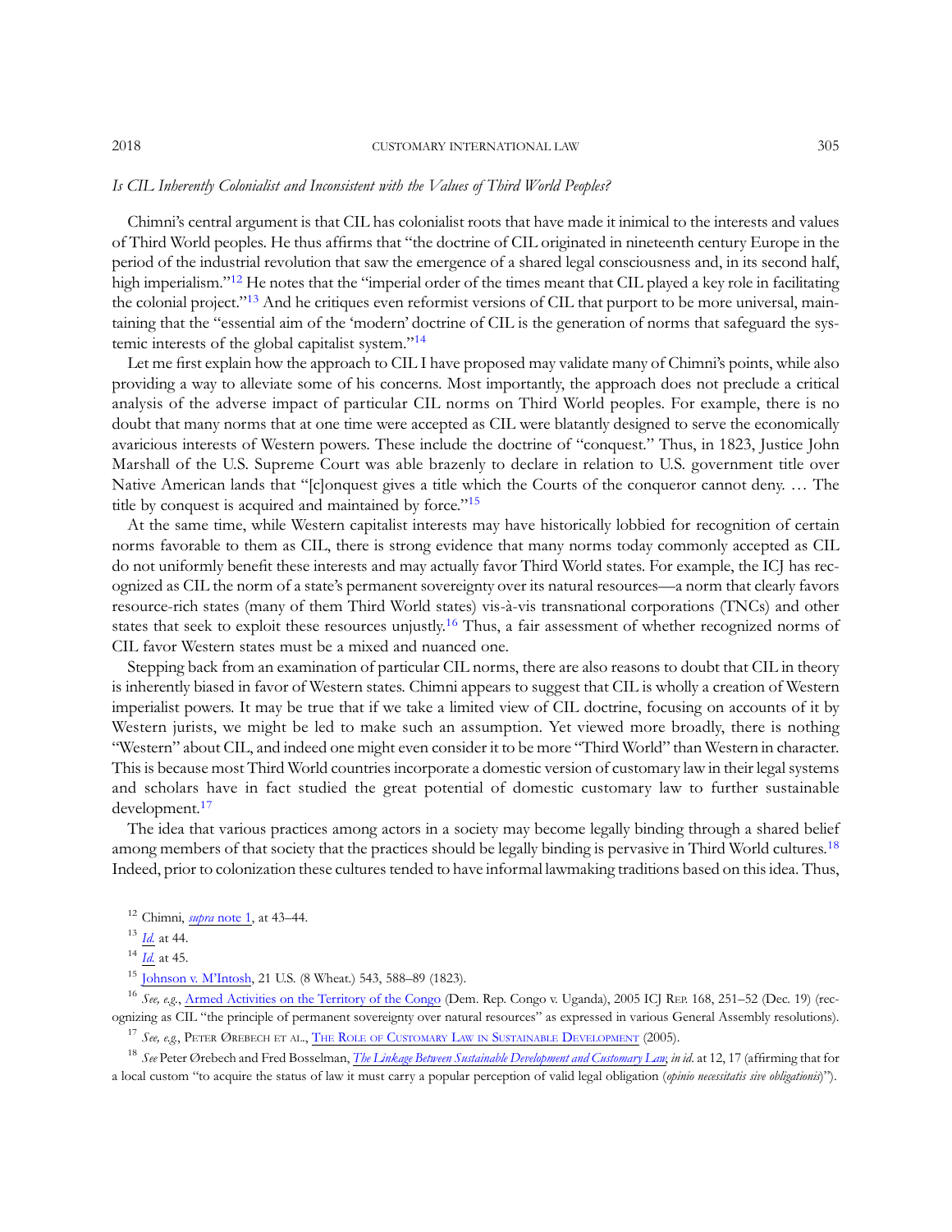*Is CIL Inherently Colonialist and Inconsistent with the Values of Third World Peoples?*

Chimni's central argument is that CIL has colonialist roots that have made it inimical to the interests and values of Third World peoples. He thus affirms that "the doctrine of CIL originated in nineteenth century Europe in the period of the industrial revolution that saw the emergence of a shared legal consciousness and, in its second half, high imperialism."[12] He notes that the "imperial order of the times meant that CIL played a key role in facilitating the colonial project."[13] And he critiques even reformist versions of CIL that purport to be more universal, maintaining that the "essential aim of the 'modern' doctrine of CIL is the generation of norms that safeguard the systemic interests of the global capitalist system."[14]

Let me first explain how the approach to CIL I have proposed may validate many of Chimni's points, while also providing a way to alleviate some of his concerns. Most importantly, the approach does not preclude a critical analysis of the adverse impact of particular CIL norms on Third World peoples. For example, there is no doubt that many norms that at one time were accepted as CIL were blatantly designed to serve the economically avaricious interests of Western powers. These include the doctrine of "conquest." Thus, in 1823, Justice John Marshall of the U.S. Supreme Court was able brazenly to declare in relation to U.S. government title over Native American lands that "[c]onquest gives a title which the Courts of the conqueror cannot deny. … The title by conquest is acquired and maintained by force."[15]

At the same time, while Western capitalist interests may have historically lobbied for recognition of certain norms favorable to them as CIL, there is strong evidence that many norms today commonly accepted as CIL do not uniformly benefit these interests and may actually favor Third World states. For example, the ICJ has recognized as CIL the norm of a state's permanent sovereignty over its natural resources—a norm that clearly favors resource-rich states (many of them Third World states) vis-à-vis transnational corporations (TNCs) and other states that seek to exploit these resources unjustly.[16] Thus, a fair assessment of whether recognized norms of CIL favor Western states must be a mixed and nuanced one.

Stepping back from an examination of particular CIL norms, there are also reasons to doubt that CIL in theory is inherently biased in favor of Western states. Chimni appears to suggest that CIL is wholly a creation of Western imperialist powers. It may be true that if we take a limited view of CIL doctrine, focusing on accounts of it by Western jurists, we might be led to make such an assumption. Yet viewed more broadly, there is nothing "Western" about CIL, and indeed one might even consider it to be more "Third World" than Western in character. This is because most Third World countries incorporate a domestic version of customary law in their legal systems and scholars have in fact studied the great potential of domestic customary law to further sustainable development.[17]

The idea that various practices among actors in a society may become legally binding through a shared belief among members of that society that the practices should be legally binding is pervasive in Third World cultures.[18] Indeed, prior to colonization these cultures tended to have informal lawmaking traditions based on this idea. Thus,

---

[12] Chimni, *supra* note 1, at 43–44.

[13] *Id.* at 44.

[14] *Id.* at 45.

[15] Johnson v. M'Intosh, 21 U.S. (8 Wheat.) 543, 588–89 (1823).

[16] *See, e.g.*, Armed Activities on the Territory of the Congo (Dem. Rep. Congo v. Uganda), 2005 ICJ Rep. 168, 251–52 (Dec. 19) (recognizing as CIL "the principle of permanent sovereignty over natural resources" as expressed in various General Assembly resolutions).

[17] *See, e.g.*, Peter Ørebech et al., The Role of Customary Law in Sustainable Development (2005).

[18] *See* Peter Ørebech and Fred Bosselman, *The Linkage Between Sustainable Development and Customary Law*, *in id.* at 12, 17 (affirming that for a local custom "to acquire the status of law it must carry a popular perception of valid legal obligation (*opinio necessitatis sive obligationis*)").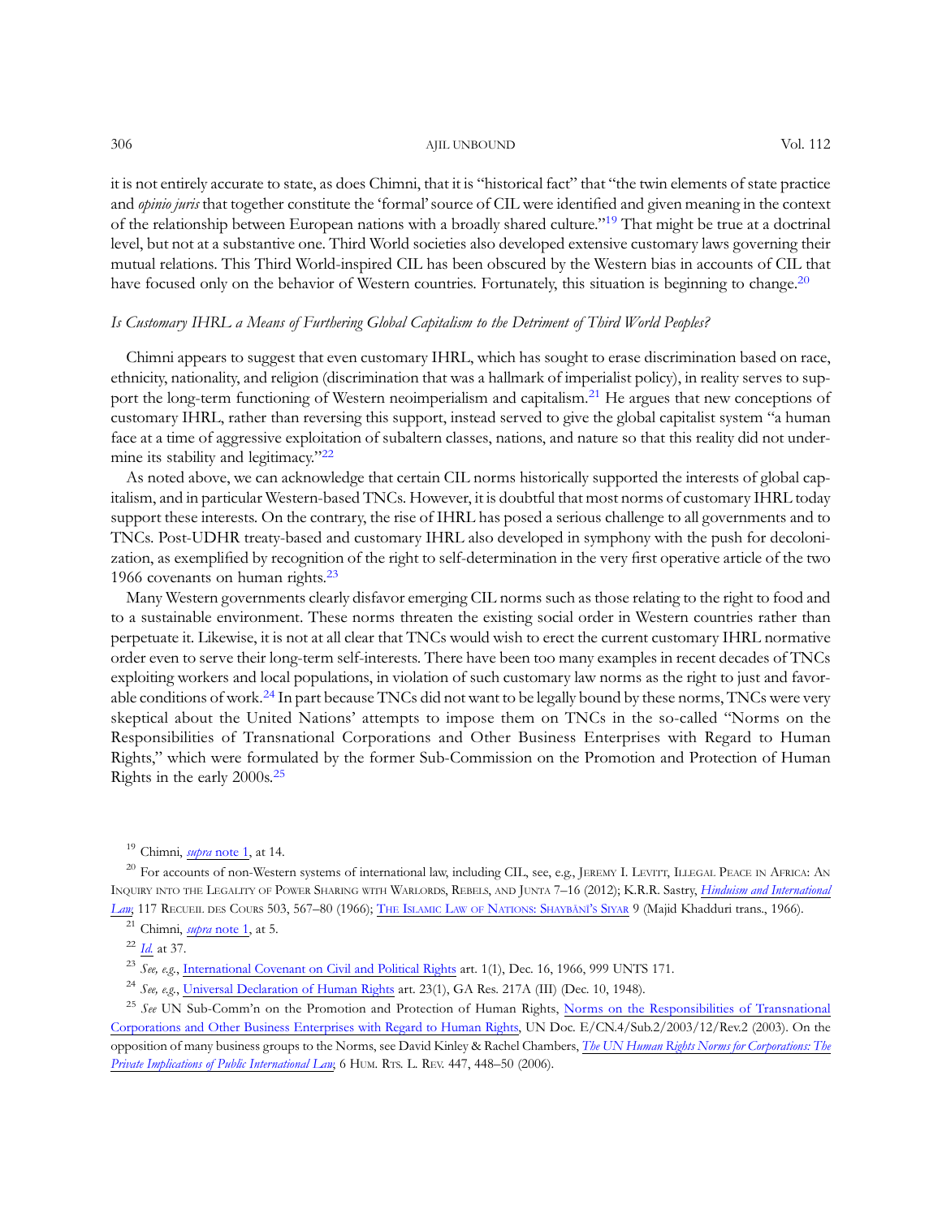it is not entirely accurate to state, as does Chimni, that it is "historical fact" that "the twin elements of state practice and *opinio juris* that together constitute the 'formal' source of CIL were identified and given meaning in the context of the relationship between European nations with a broadly shared culture."[19] That might be true at a doctrinal level, but not at a substantive one. Third World societies also developed extensive customary laws governing their mutual relations. This Third World-inspired CIL has been obscured by the Western bias in accounts of CIL that have focused only on the behavior of Western countries. Fortunately, this situation is beginning to change.[20]

*Is Customary IHRL a Means of Furthering Global Capitalism to the Detriment of Third World Peoples?*

Chimni appears to suggest that even customary IHRL, which has sought to erase discrimination based on race, ethnicity, nationality, and religion (discrimination that was a hallmark of imperialist policy), in reality serves to support the long-term functioning of Western neoimperialism and capitalism.[21] He argues that new conceptions of customary IHRL, rather than reversing this support, instead served to give the global capitalist system "a human face at a time of aggressive exploitation of subaltern classes, nations, and nature so that this reality did not undermine its stability and legitimacy."[22]

As noted above, we can acknowledge that certain CIL norms historically supported the interests of global capitalism, and in particular Western-based TNCs. However, it is doubtful that most norms of customary IHRL today support these interests. On the contrary, the rise of IHRL has posed a serious challenge to all governments and to TNCs. Post-UDHR treaty-based and customary IHRL also developed in symphony with the push for decolonization, as exemplified by recognition of the right to self-determination in the very first operative article of the two 1966 covenants on human rights.[23]

Many Western governments clearly disfavor emerging CIL norms such as those relating to the right to food and to a sustainable environment. These norms threaten the existing social order in Western countries rather than perpetuate it. Likewise, it is not at all clear that TNCs would wish to erect the current customary IHRL normative order even to serve their long-term self-interests. There have been too many examples in recent decades of TNCs exploiting workers and local populations, in violation of such customary law norms as the right to just and favorable conditions of work.[24] In part because TNCs did not want to be legally bound by these norms, TNCs were very skeptical about the United Nations' attempts to impose them on TNCs in the so-called "Norms on the Responsibilities of Transnational Corporations and Other Business Enterprises with Regard to Human Rights," which were formulated by the former Sub-Commission on the Promotion and Protection of Human Rights in the early 2000s.[25]

---

[19] Chimni, *supra* note 1, at 14.

[20] For accounts of non-Western systems of international law, including CIL, see, e.g., Jeremy I. Levitt, Illegal Peace in Africa: An Inquiry into the Legality of Power Sharing with Warlords, Rebels, and Junta 7–16 (2012); K.R.R. Sastry, *Hinduism and International Law*, 117 Recueil des Cours 503, 567–80 (1966); The Islamic Law of Nations: Shaybānī's Siyar 9 (Majid Khadduri trans., 1966).

[21] Chimni, *supra* note 1, at 5.

[22] *Id.* at 37.

[23] *See, e.g.*, International Covenant on Civil and Political Rights art. 1(1), Dec. 16, 1966, 999 UNTS 171.

[24] *See, e.g.*, Universal Declaration of Human Rights art. 23(1), GA Res. 217A (III) (Dec. 10, 1948).

[25] *See* UN Sub-Comm'n on the Promotion and Protection of Human Rights, Norms on the Responsibilities of Transnational Corporations and Other Business Enterprises with Regard to Human Rights, UN Doc. E/CN.4/Sub.2/2003/12/Rev.2 (2003). On the opposition of many business groups to the Norms, see David Kinley & Rachel Chambers, *The UN Human Rights Norms for Corporations: The Private Implications of Public International Law*, 6 Hum. Rts. L. Rev. 447, 448–50 (2006).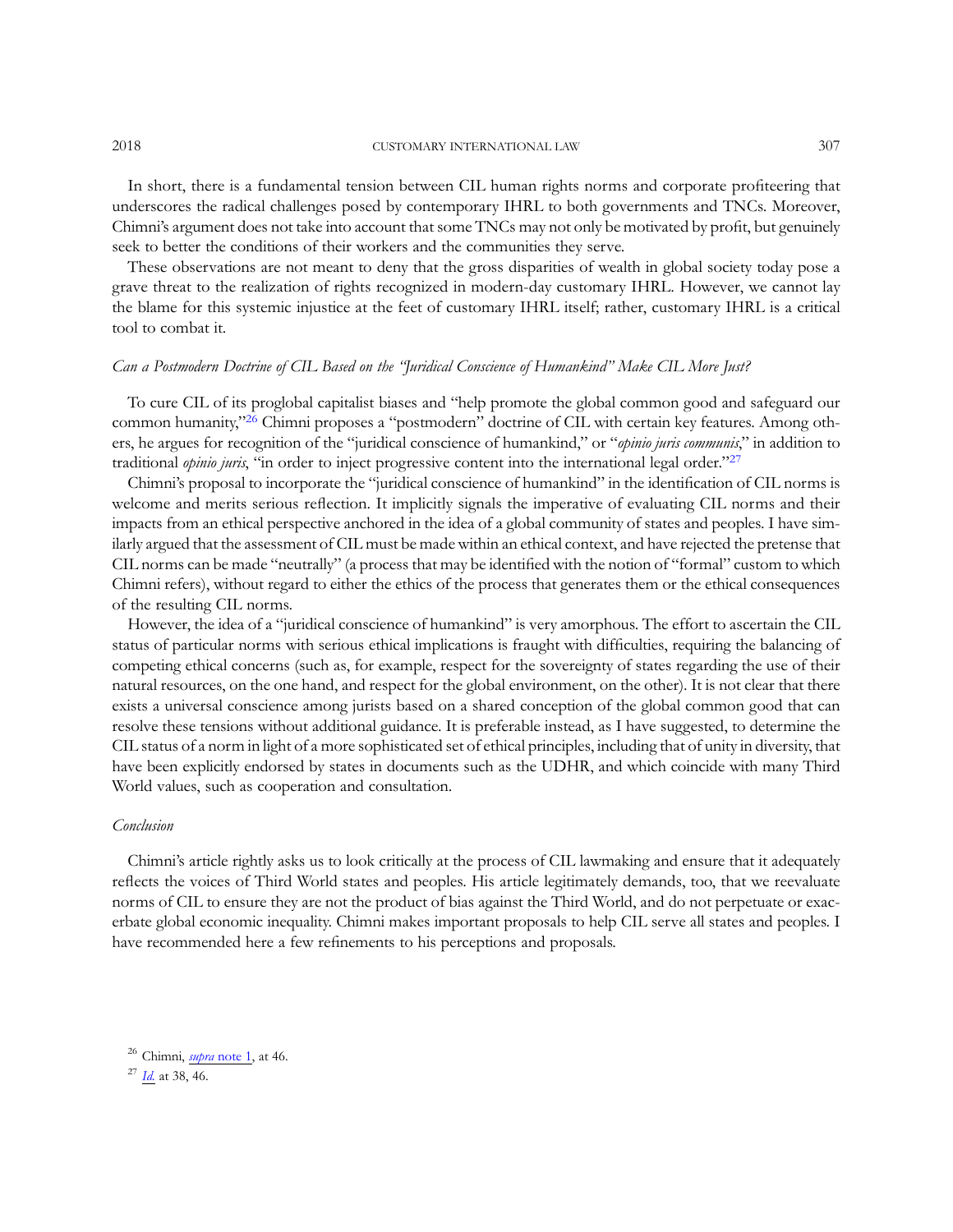In short, there is a fundamental tension between CIL human rights norms and corporate profiteering that underscores the radical challenges posed by contemporary IHRL to both governments and TNCs. Moreover, Chimni's argument does not take into account that some TNCs may not only be motivated by profit, but genuinely seek to better the conditions of their workers and the communities they serve.

These observations are not meant to deny that the gross disparities of wealth in global society today pose a grave threat to the realization of rights recognized in modern-day customary IHRL. However, we cannot lay the blame for this systemic injustice at the feet of customary IHRL itself; rather, customary IHRL is a critical tool to combat it.

### *Can a Postmodern Doctrine of CIL Based on the "Juridical Conscience of Humankind" Make CIL More Just?*

To cure CIL of its proglobal capitalist biases and "help promote the global common good and safeguard our common humanity,"[26] Chimni proposes a "postmodern" doctrine of CIL with certain key features. Among others, he argues for recognition of the "juridical conscience of humankind," or "*opinio juris communis*," in addition to traditional *opinio juris*, "in order to inject progressive content into the international legal order."[27]

Chimni's proposal to incorporate the "juridical conscience of humankind" in the identification of CIL norms is welcome and merits serious reflection. It implicitly signals the imperative of evaluating CIL norms and their impacts from an ethical perspective anchored in the idea of a global community of states and peoples. I have similarly argued that the assessment of CIL must be made within an ethical context, and have rejected the pretense that CIL norms can be made "neutrally" (a process that may be identified with the notion of "formal" custom to which Chimni refers), without regard to either the ethics of the process that generates them or the ethical consequences of the resulting CIL norms.

However, the idea of a "juridical conscience of humankind" is very amorphous. The effort to ascertain the CIL status of particular norms with serious ethical implications is fraught with difficulties, requiring the balancing of competing ethical concerns (such as, for example, respect for the sovereignty of states regarding the use of their natural resources, on the one hand, and respect for the global environment, on the other). It is not clear that there exists a universal conscience among jurists based on a shared conception of the global common good that can resolve these tensions without additional guidance. It is preferable instead, as I have suggested, to determine the CIL status of a norm in light of a more sophisticated set of ethical principles, including that of unity in diversity, that have been explicitly endorsed by states in documents such as the UDHR, and which coincide with many Third World values, such as cooperation and consultation.

### *Conclusion*

Chimni's article rightly asks us to look critically at the process of CIL lawmaking and ensure that it adequately reflects the voices of Third World states and peoples. His article legitimately demands, too, that we reevaluate norms of CIL to ensure they are not the product of bias against the Third World, and do not perpetuate or exacerbate global economic inequality. Chimni makes important proposals to help CIL serve all states and peoples. I have recommended here a few refinements to his perceptions and proposals.

---

[26] Chimni, *supra* note 1, at 46.

[27] *Id.* at 38, 46.